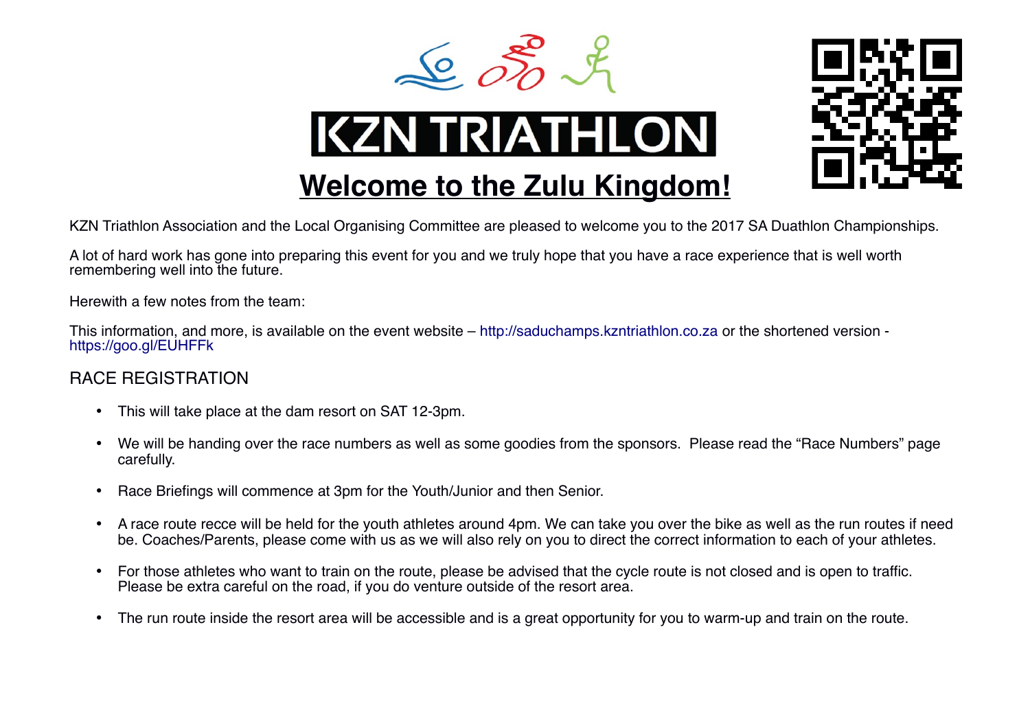# KZN TRIATHLON

## Welcome to the Zulu Kingdom!

KZN Triathlon Association and the Local Organising Committee are pleased to welcome you to the 2017 SA Duathlon Championships.

A lot of hard work has gone into preparing this event for you and we truly hope that you have a race experience that is well worth remembering well into the future.

Herewith a few notes from the team:

This information, and more, is available on the event website – http://saduchamps.kzntriathlon.co.za or the shortened version - https://goo.gl/EUHFFk

## RACE REGISTRATION

- This will take place at the dam resort on SAT 12-3pm.
- We will be handing over the race numbers as well as some goodies from the sponsors. Please read the "Race Numbers" page carefully.
- Race Briefings will commence at 3pm for the Youth/Junior and then Senior.
- A race route recce will be held for the youth athletes around 4pm. We can take you over the bike as well as the run routes if need be. Coaches/Parents, please come with us as we will also rely on you to direct the correct information to each of your athletes.
- For those athletes who want to train on the route, please be advised that the cycle route is not closed and is open to traffic. Please be extra careful on the road, if you do venture outside of the resort area.
- The run route inside the resort area will be accessible and is a great opportunity for you to warm-up and train on the route.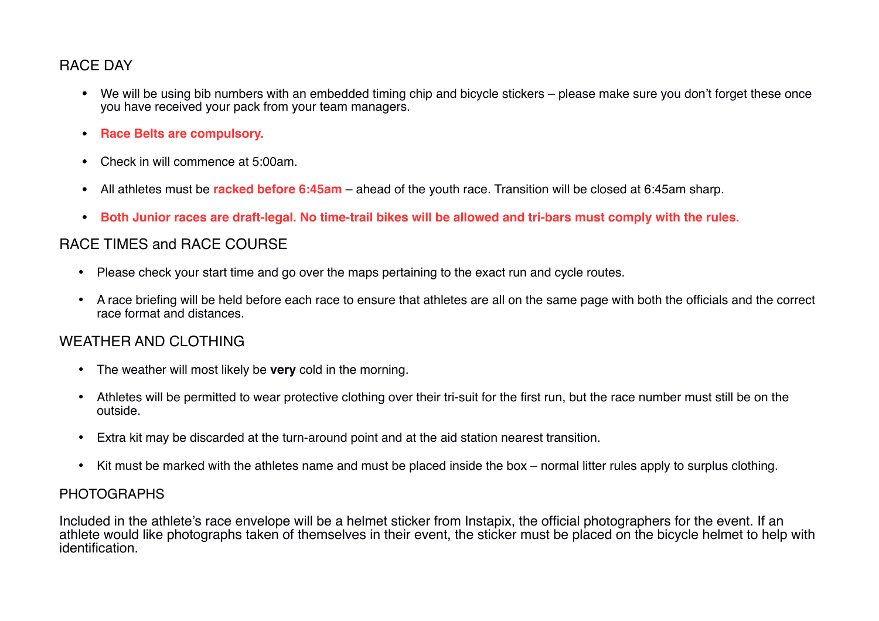## RACE DAY

- We will be using bib numbers with an embedded timing chip and bicycle stickers – please make sure you don't forget these once you have received your pack from your team managers.
- **Race Belts are compulsory.**
- Check in will commence at 5:00am.
- All athletes must be **racked before 6:45am** – ahead of the youth race. Transition will be closed at 6:45am sharp.
- **Both Junior races are draft-legal. No time-trail bikes will be allowed and tri-bars must comply with the rules.**

## RACE TIMES and RACE COURSE

- Please check your start time and go over the maps pertaining to the exact run and cycle routes.
- A race briefing will be held before each race to ensure that athletes are all on the same page with both the officials and the correct race format and distances.

## WEATHER AND CLOTHING

- The weather will most likely be **very** cold in the morning.
- Athletes will be permitted to wear protective clothing over their tri-suit for the first run, but the race number must still be on the outside.
- Extra kit may be discarded at the turn-around point and at the aid station nearest transition.
- Kit must be marked with the athletes name and must be placed inside the box – normal litter rules apply to surplus clothing.

## PHOTOGRAPHS

Included in the athlete's race envelope will be a helmet sticker from Instapix, the official photographers for the event. If an athlete would like photographs taken of themselves in their event, the sticker must be placed on the bicycle helmet to help with identification.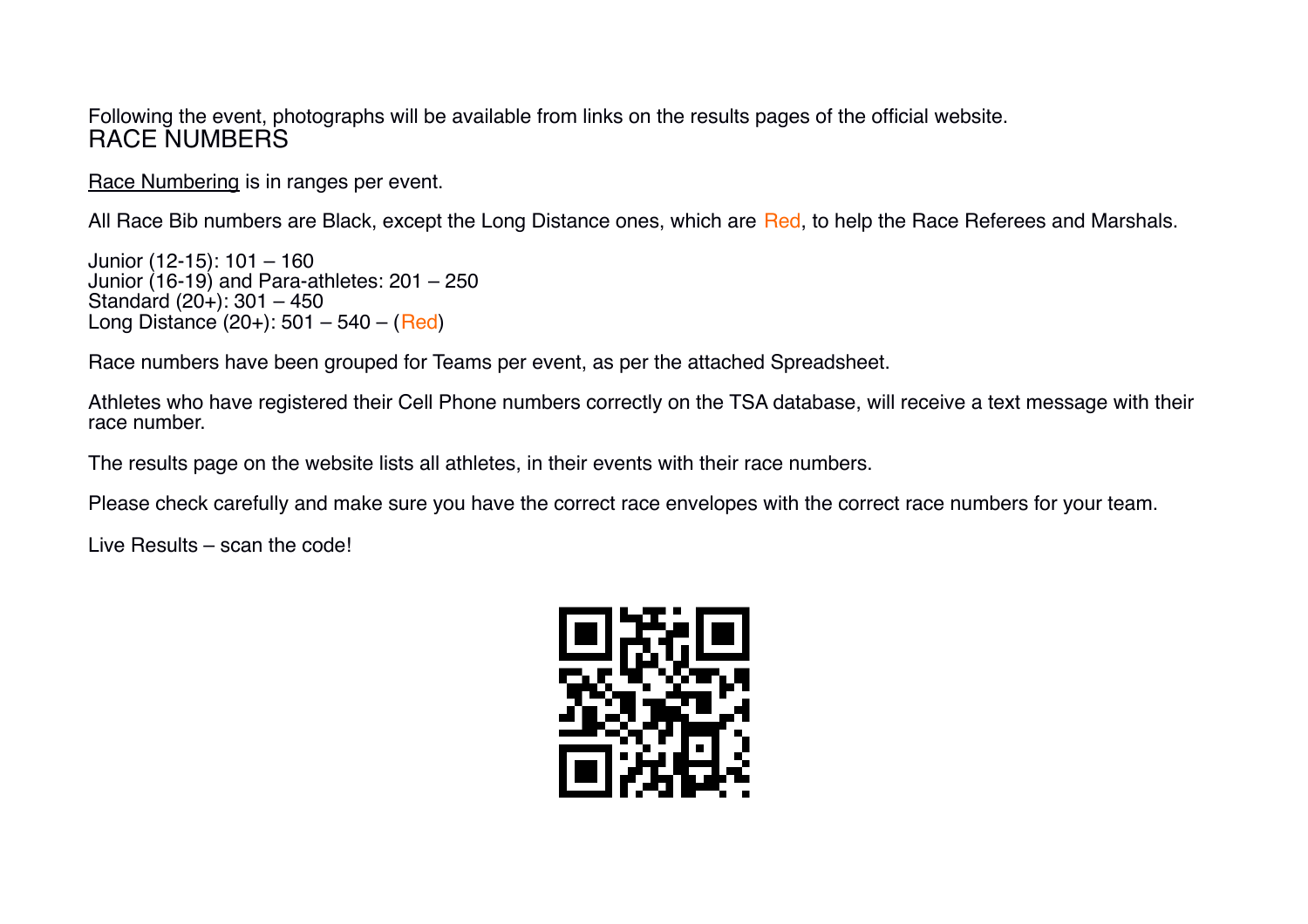Following the event, photographs will be available from links on the results pages of the official website.

## RACE NUMBERS

Race Numbering is in ranges per event.

All Race Bib numbers are Black, except the Long Distance ones, which are Red, to help the Race Referees and Marshals.

Junior (12-15): 101 – 160
Junior (16-19) and Para-athletes: 201 – 250
Standard (20+): 301 – 450
Long Distance (20+): 501 – 540 – (Red)

Race numbers have been grouped for Teams per event, as per the attached Spreadsheet.

Athletes who have registered their Cell Phone numbers correctly on the TSA database, will receive a text message with their race number.

The results page on the website lists all athletes, in their events with their race numbers.

Please check carefully and make sure you have the correct race envelopes with the correct race numbers for your team.

Live Results – scan the code!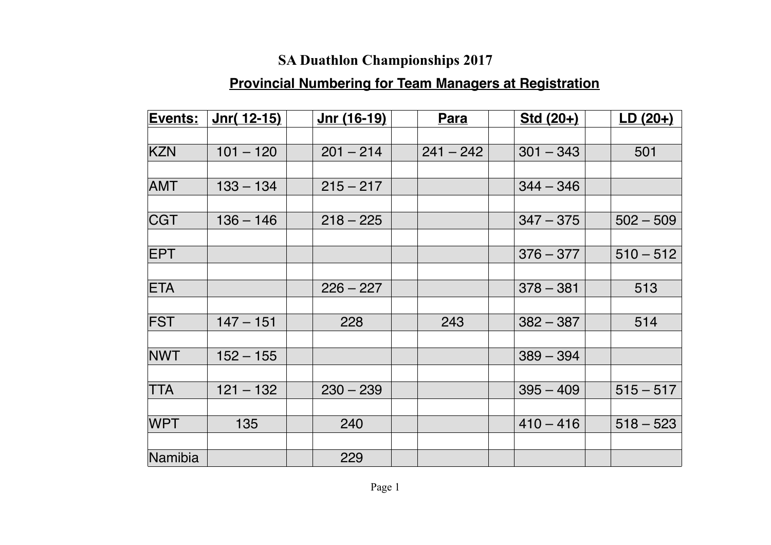# SA Duathlon Championships 2017

## Provincial Numbering for Team Managers at Registration

| Events: | Jnr( 12-15) | Jnr (16-19) | Para | Std (20+) | LD (20+) |
|---|---|---|---|---|---|
| KZN | 101 – 120 | 201 – 214 | 241 – 242 | 301 – 343 | 501 |
| AMT | 133 – 134 | 215 – 217 | | 344 – 346 | |
| CGT | 136 – 146 | 218 – 225 | | 347 – 375 | 502 – 509 |
| EPT | | | | 376 – 377 | 510 – 512 |
| ETA | | 226 – 227 | | 378 – 381 | 513 |
| FST | 147 – 151 | 228 | 243 | 382 – 387 | 514 |
| NWT | 152 – 155 | | | 389 – 394 | |
| TTA | 121 – 132 | 230 – 239 | | 395 – 409 | 515 – 517 |
| WPT | 135 | 240 | | 410 – 416 | 518 – 523 |
| Namibia | | 229 | | | |